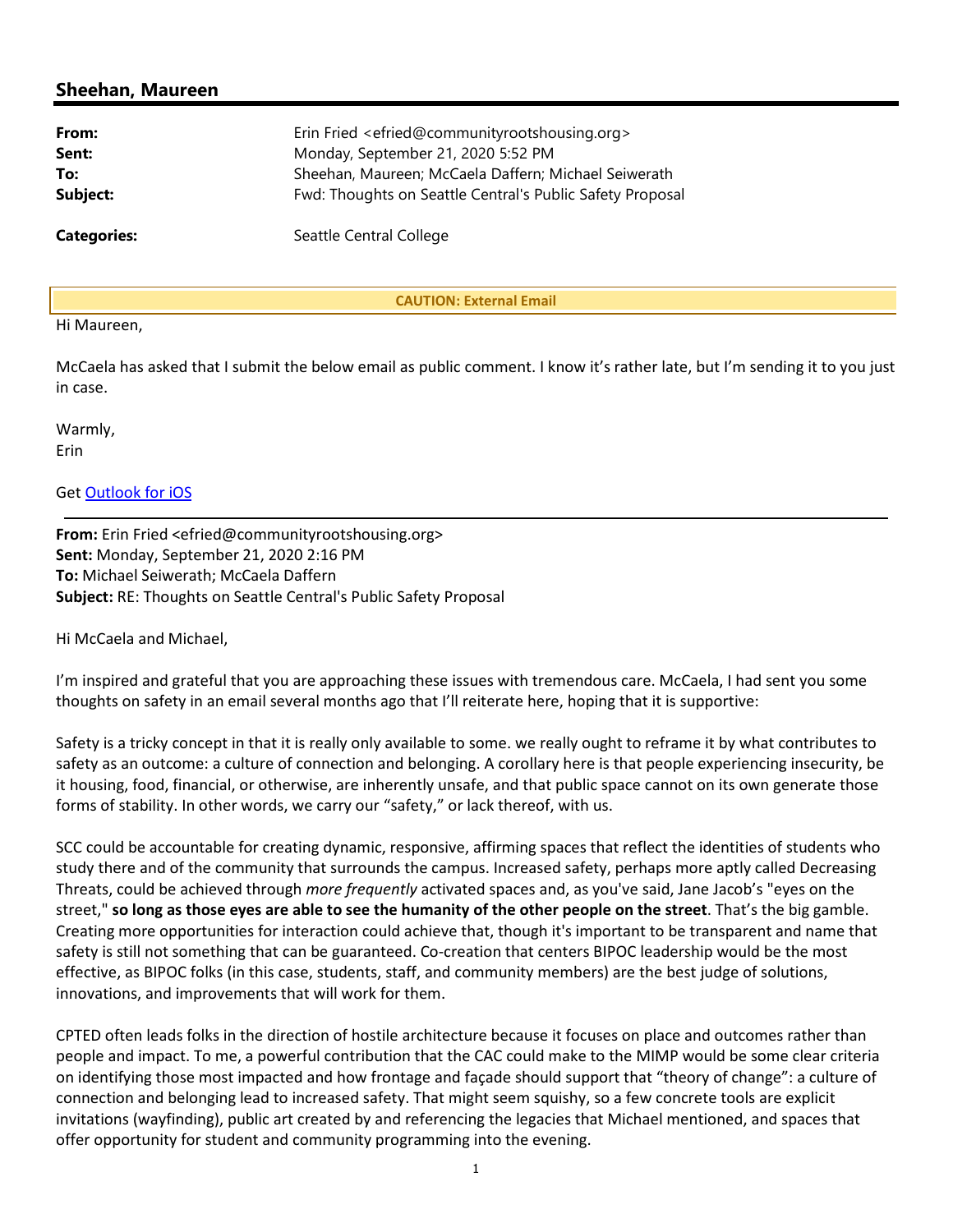## Sheehan, Maureen

| | |
|---|---|
| **From:** | Erin Fried <efried@communityrootshousing.org> |
| **Sent:** | Monday, September 21, 2020 5:52 PM |
| **To:** | Sheehan, Maureen; McCaela Daffern; Michael Seiwerath |
| **Subject:** | Fwd: Thoughts on Seattle Central's Public Safety Proposal |
| **Categories:** | Seattle Central College |

**CAUTION: External Email**

Hi Maureen,

McCaela has asked that I submit the below email as public comment. I know it's rather late, but I'm sending it to you just in case.

Warmly,
Erin

Get [Outlook for iOS]()

---

**From:** Erin Fried <efried@communityrootshousing.org>
**Sent:** Monday, September 21, 2020 2:16 PM
**To:** Michael Seiwerath; McCaela Daffern
**Subject:** RE: Thoughts on Seattle Central's Public Safety Proposal

Hi McCaela and Michael,

I'm inspired and grateful that you are approaching these issues with tremendous care. McCaela, I had sent you some thoughts on safety in an email several months ago that I'll reiterate here, hoping that it is supportive:

Safety is a tricky concept in that it is really only available to some. we really ought to reframe it by what contributes to safety as an outcome: a culture of connection and belonging. A corollary here is that people experiencing insecurity, be it housing, food, financial, or otherwise, are inherently unsafe, and that public space cannot on its own generate those forms of stability. In other words, we carry our "safety," or lack thereof, with us.

SCC could be accountable for creating dynamic, responsive, affirming spaces that reflect the identities of students who study there and of the community that surrounds the campus. Increased safety, perhaps more aptly called Decreasing Threats, could be achieved through *more frequently* activated spaces and, as you've said, Jane Jacob's "eyes on the street," **so long as those eyes are able to see the humanity of the other people on the street**. That's the big gamble. Creating more opportunities for interaction could achieve that, though it's important to be transparent and name that safety is still not something that can be guaranteed. Co-creation that centers BIPOC leadership would be the most effective, as BIPOC folks (in this case, students, staff, and community members) are the best judge of solutions, innovations, and improvements that will work for them.

CPTED often leads folks in the direction of hostile architecture because it focuses on place and outcomes rather than people and impact. To me, a powerful contribution that the CAC could make to the MIMP would be some clear criteria on identifying those most impacted and how frontage and façade should support that "theory of change": a culture of connection and belonging lead to increased safety. That might seem squishy, so a few concrete tools are explicit invitations (wayfinding), public art created by and referencing the legacies that Michael mentioned, and spaces that offer opportunity for student and community programming into the evening.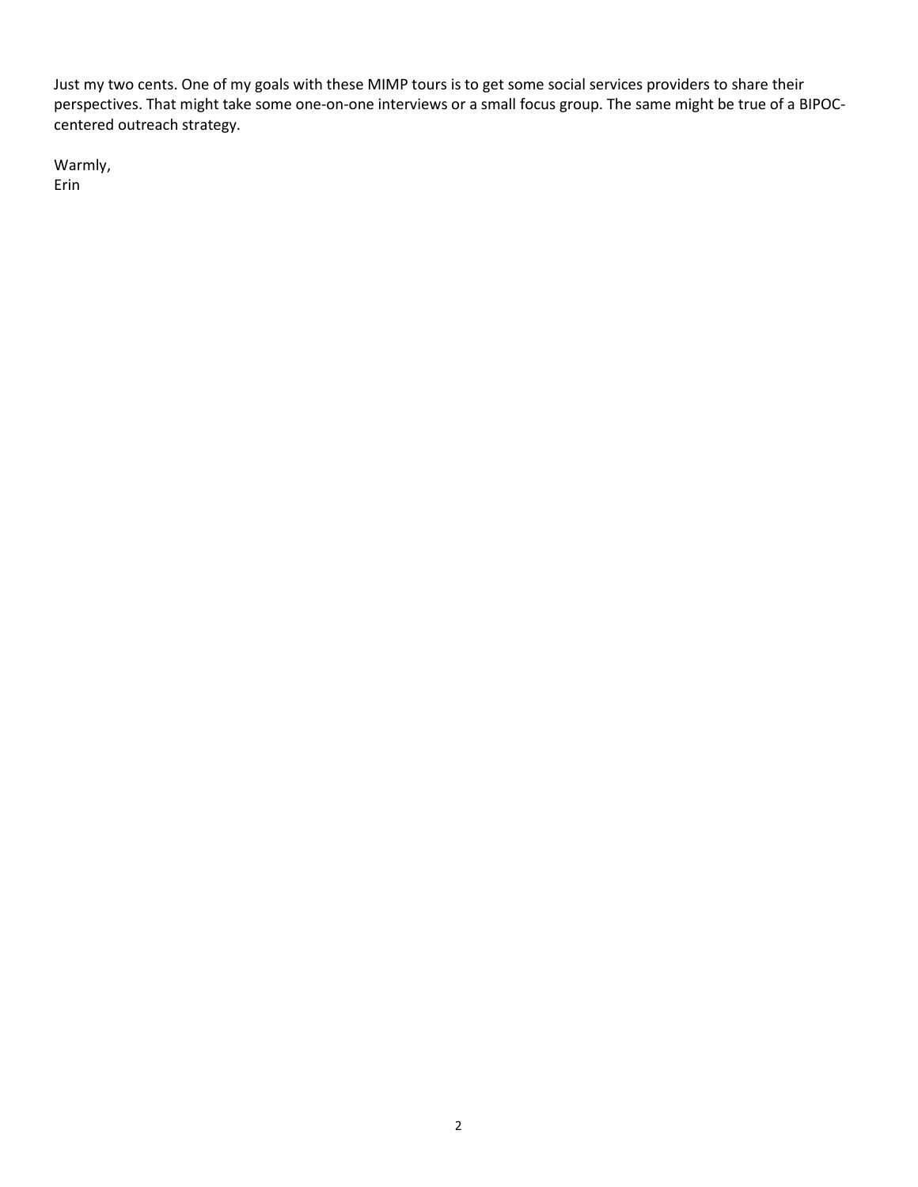Just my two cents. One of my goals with these MIMP tours is to get some social services providers to share their perspectives. That might take some one-on-one interviews or a small focus group. The same might be true of a BIPOC-centered outreach strategy.

Warmly,
Erin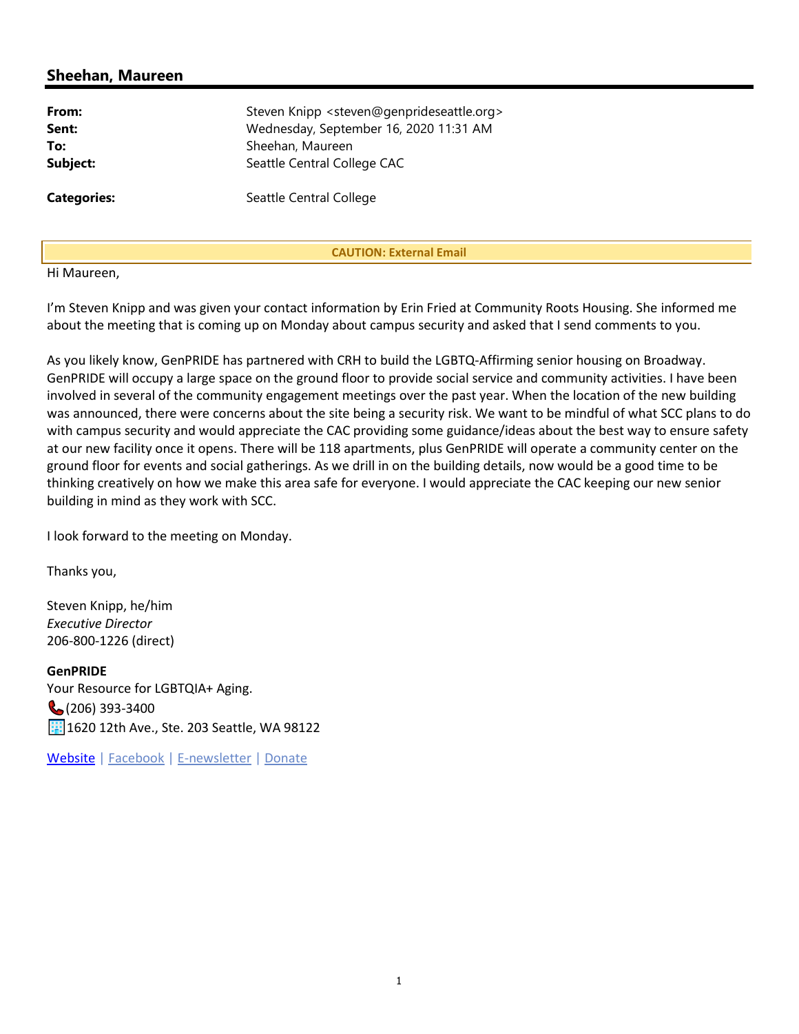## Sheehan, Maureen

| | |
|---|---|
| **From:** | Steven Knipp <steven@genprideseattle.org> |
| **Sent:** | Wednesday, September 16, 2020 11:31 AM |
| **To:** | Sheehan, Maureen |
| **Subject:** | Seattle Central College CAC |
| **Categories:** | Seattle Central College |

**CAUTION: External Email**

Hi Maureen,

I'm Steven Knipp and was given your contact information by Erin Fried at Community Roots Housing. She informed me about the meeting that is coming up on Monday about campus security and asked that I send comments to you.

As you likely know, GenPRIDE has partnered with CRH to build the LGBTQ-Affirming senior housing on Broadway. GenPRIDE will occupy a large space on the ground floor to provide social service and community activities. I have been involved in several of the community engagement meetings over the past year. When the location of the new building was announced, there were concerns about the site being a security risk. We want to be mindful of what SCC plans to do with campus security and would appreciate the CAC providing some guidance/ideas about the best way to ensure safety at our new facility once it opens. There will be 118 apartments, plus GenPRIDE will operate a community center on the ground floor for events and social gatherings. As we drill in on the building details, now would be a good time to be thinking creatively on how we make this area safe for everyone. I would appreciate the CAC keeping our new senior building in mind as they work with SCC.

I look forward to the meeting on Monday.

Thanks you,

Steven Knipp, he/him
*Executive Director*
206-800-1226 (direct)

**GenPRIDE**
Your Resource for LGBTQIA+ Aging.
(206) 393-3400
1620 12th Ave., Ste. 203 Seattle, WA 98122

Website | Facebook | E-newsletter | Donate